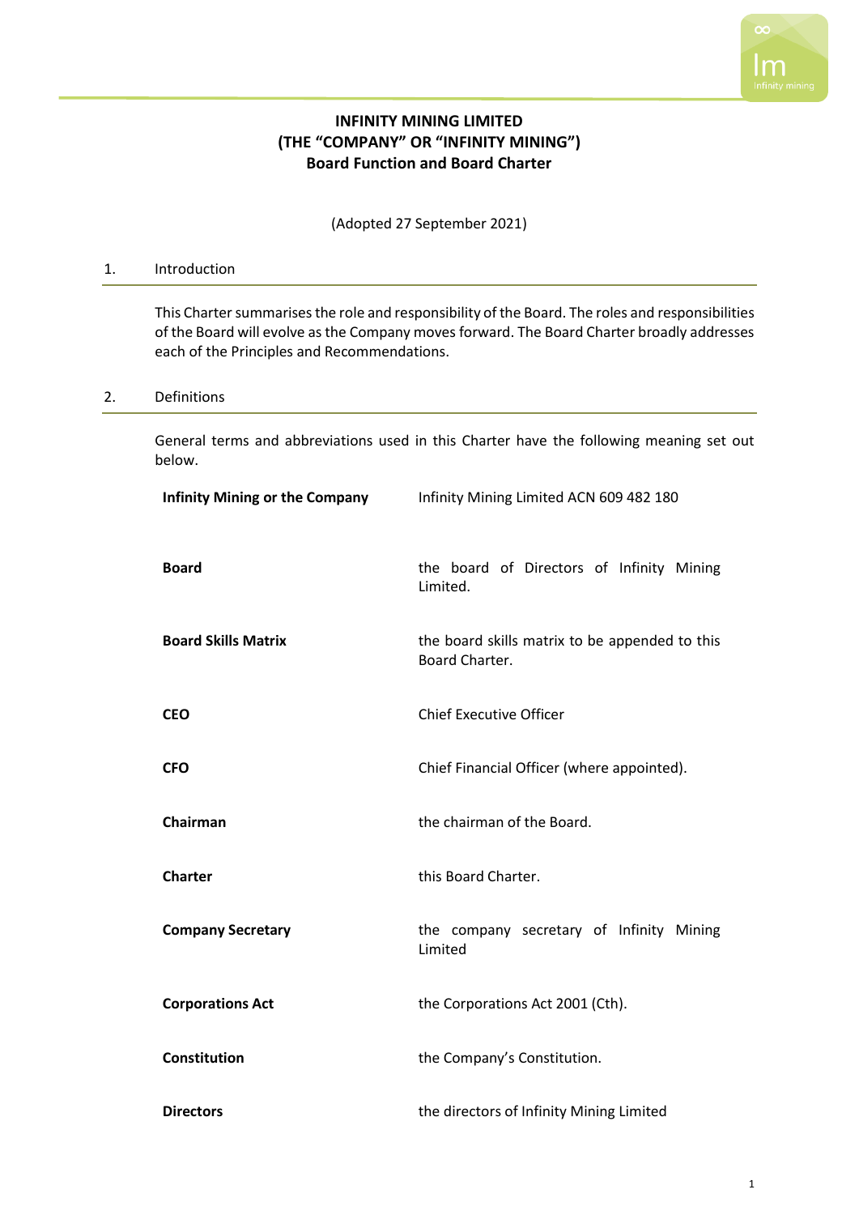# INFINITY MINING LIMITED
# (THE "COMPANY" OR "INFINITY MINING")
# Board Function and Board Charter

(Adopted 27 September 2021)

## 1. Introduction

This Charter summarises the role and responsibility of the Board. The roles and responsibilities of the Board will evolve as the Company moves forward. The Board Charter broadly addresses each of the Principles and Recommendations.

## 2. Definitions

General terms and abbreviations used in this Charter have the following meaning set out below.

| Term | Meaning |
|---|---|
| **Infinity Mining or the Company** | Infinity Mining Limited ACN 609 482 180 |
| **Board** | the board of Directors of Infinity Mining Limited. |
| **Board Skills Matrix** | the board skills matrix to be appended to this Board Charter. |
| **CEO** | Chief Executive Officer |
| **CFO** | Chief Financial Officer (where appointed). |
| **Chairman** | the chairman of the Board. |
| **Charter** | this Board Charter. |
| **Company Secretary** | the company secretary of Infinity Mining Limited |
| **Corporations Act** | the Corporations Act 2001 (Cth). |
| **Constitution** | the Company's Constitution. |
| **Directors** | the directors of Infinity Mining Limited |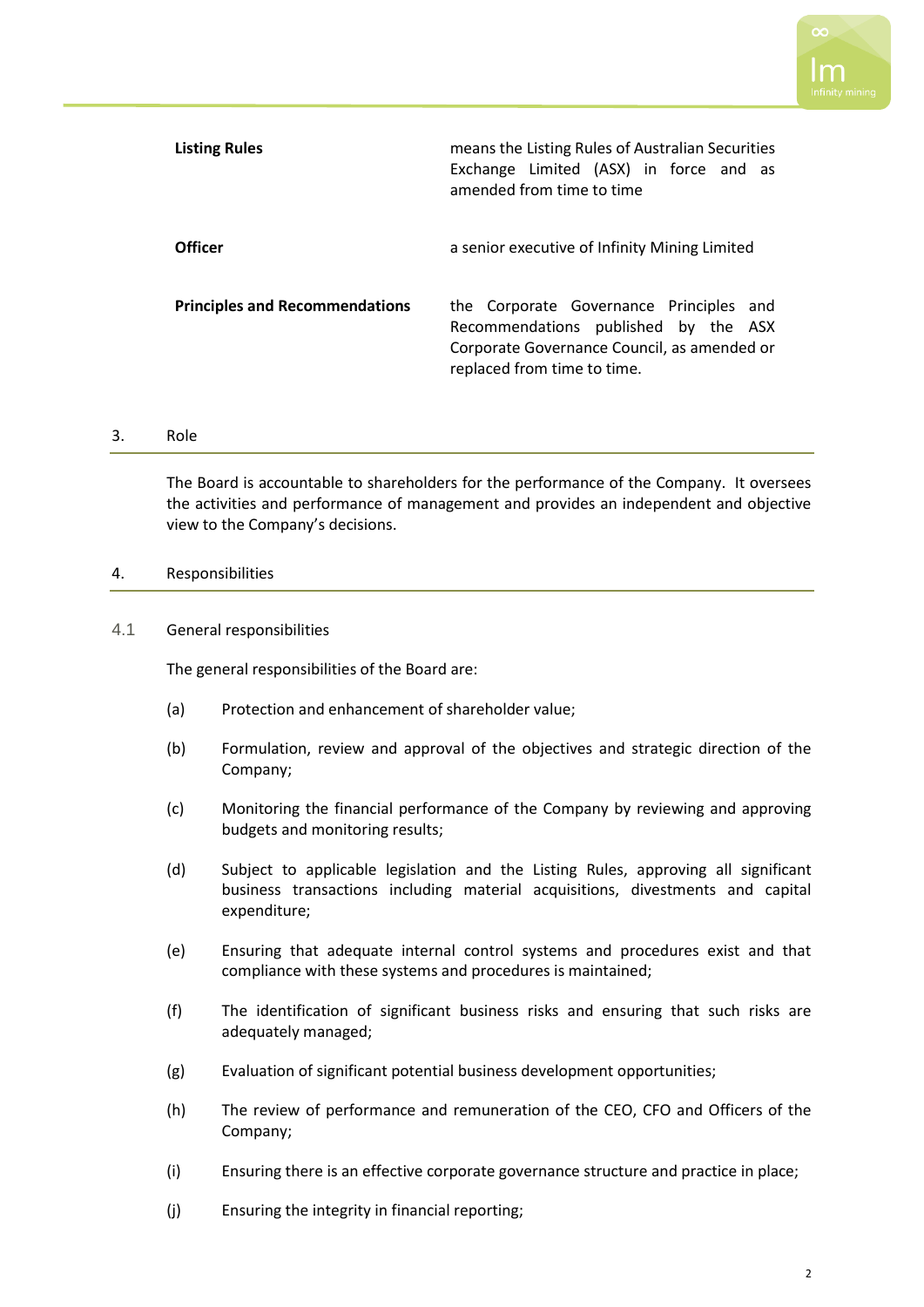| | |
|---|---|
| **Listing Rules** | means the Listing Rules of Australian Securities Exchange Limited (ASX) in force and as amended from time to time |
| **Officer** | a senior executive of Infinity Mining Limited |
| **Principles and Recommendations** | the Corporate Governance Principles and Recommendations published by the ASX Corporate Governance Council, as amended or replaced from time to time. |

## 3. Role

The Board is accountable to shareholders for the performance of the Company. It oversees the activities and performance of management and provides an independent and objective view to the Company's decisions.

## 4. Responsibilities

### 4.1 General responsibilities

The general responsibilities of the Board are:

(a) Protection and enhancement of shareholder value;

(b) Formulation, review and approval of the objectives and strategic direction of the Company;

(c) Monitoring the financial performance of the Company by reviewing and approving budgets and monitoring results;

(d) Subject to applicable legislation and the Listing Rules, approving all significant business transactions including material acquisitions, divestments and capital expenditure;

(e) Ensuring that adequate internal control systems and procedures exist and that compliance with these systems and procedures is maintained;

(f) The identification of significant business risks and ensuring that such risks are adequately managed;

(g) Evaluation of significant potential business development opportunities;

(h) The review of performance and remuneration of the CEO, CFO and Officers of the Company;

(i) Ensuring there is an effective corporate governance structure and practice in place;

(j) Ensuring the integrity in financial reporting;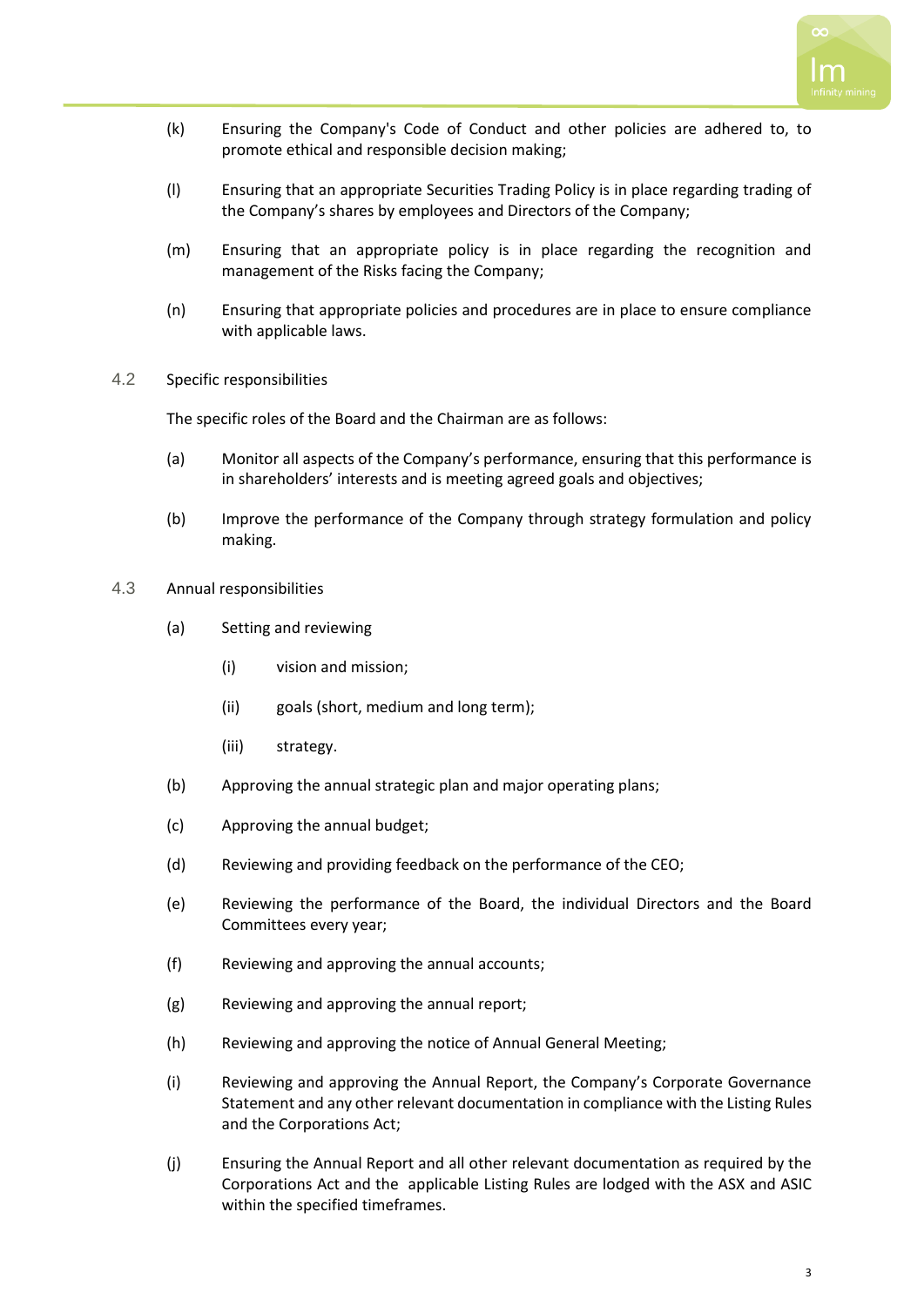(k) Ensuring the Company's Code of Conduct and other policies are adhered to, to promote ethical and responsible decision making;

(l) Ensuring that an appropriate Securities Trading Policy is in place regarding trading of the Company's shares by employees and Directors of the Company;

(m) Ensuring that an appropriate policy is in place regarding the recognition and management of the Risks facing the Company;

(n) Ensuring that appropriate policies and procedures are in place to ensure compliance with applicable laws.

### 4.2 Specific responsibilities

The specific roles of the Board and the Chairman are as follows:

(a) Monitor all aspects of the Company's performance, ensuring that this performance is in shareholders' interests and is meeting agreed goals and objectives;

(b) Improve the performance of the Company through strategy formulation and policy making.

### 4.3 Annual responsibilities

(a) Setting and reviewing

  (i) vision and mission;

  (ii) goals (short, medium and long term);

  (iii) strategy.

(b) Approving the annual strategic plan and major operating plans;

(c) Approving the annual budget;

(d) Reviewing and providing feedback on the performance of the CEO;

(e) Reviewing the performance of the Board, the individual Directors and the Board Committees every year;

(f) Reviewing and approving the annual accounts;

(g) Reviewing and approving the annual report;

(h) Reviewing and approving the notice of Annual General Meeting;

(i) Reviewing and approving the Annual Report, the Company's Corporate Governance Statement and any other relevant documentation in compliance with the Listing Rules and the Corporations Act;

(j) Ensuring the Annual Report and all other relevant documentation as required by the Corporations Act and the applicable Listing Rules are lodged with the ASX and ASIC within the specified timeframes.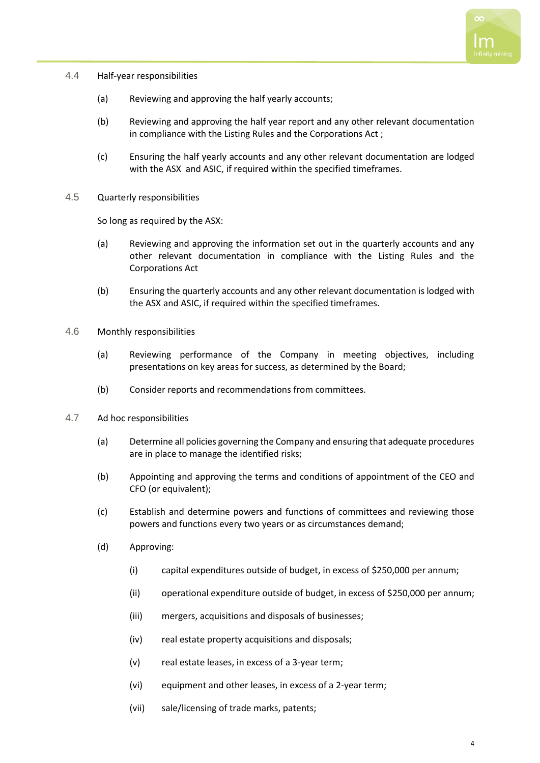4.4 Half-year responsibilities

(a) Reviewing and approving the half yearly accounts;

(b) Reviewing and approving the half year report and any other relevant documentation in compliance with the Listing Rules and the Corporations Act ;

(c) Ensuring the half yearly accounts and any other relevant documentation are lodged with the ASX and ASIC, if required within the specified timeframes.

4.5 Quarterly responsibilities

So long as required by the ASX:

(a) Reviewing and approving the information set out in the quarterly accounts and any other relevant documentation in compliance with the Listing Rules and the Corporations Act

(b) Ensuring the quarterly accounts and any other relevant documentation is lodged with the ASX and ASIC, if required within the specified timeframes.

4.6 Monthly responsibilities

(a) Reviewing performance of the Company in meeting objectives, including presentations on key areas for success, as determined by the Board;

(b) Consider reports and recommendations from committees.

4.7 Ad hoc responsibilities

(a) Determine all policies governing the Company and ensuring that adequate procedures are in place to manage the identified risks;

(b) Appointing and approving the terms and conditions of appointment of the CEO and CFO (or equivalent);

(c) Establish and determine powers and functions of committees and reviewing those powers and functions every two years or as circumstances demand;

(d) Approving:

(i) capital expenditures outside of budget, in excess of $250,000 per annum;

(ii) operational expenditure outside of budget, in excess of $250,000 per annum;

(iii) mergers, acquisitions and disposals of businesses;

(iv) real estate property acquisitions and disposals;

(v) real estate leases, in excess of a 3-year term;

(vi) equipment and other leases, in excess of a 2-year term;

(vii) sale/licensing of trade marks, patents;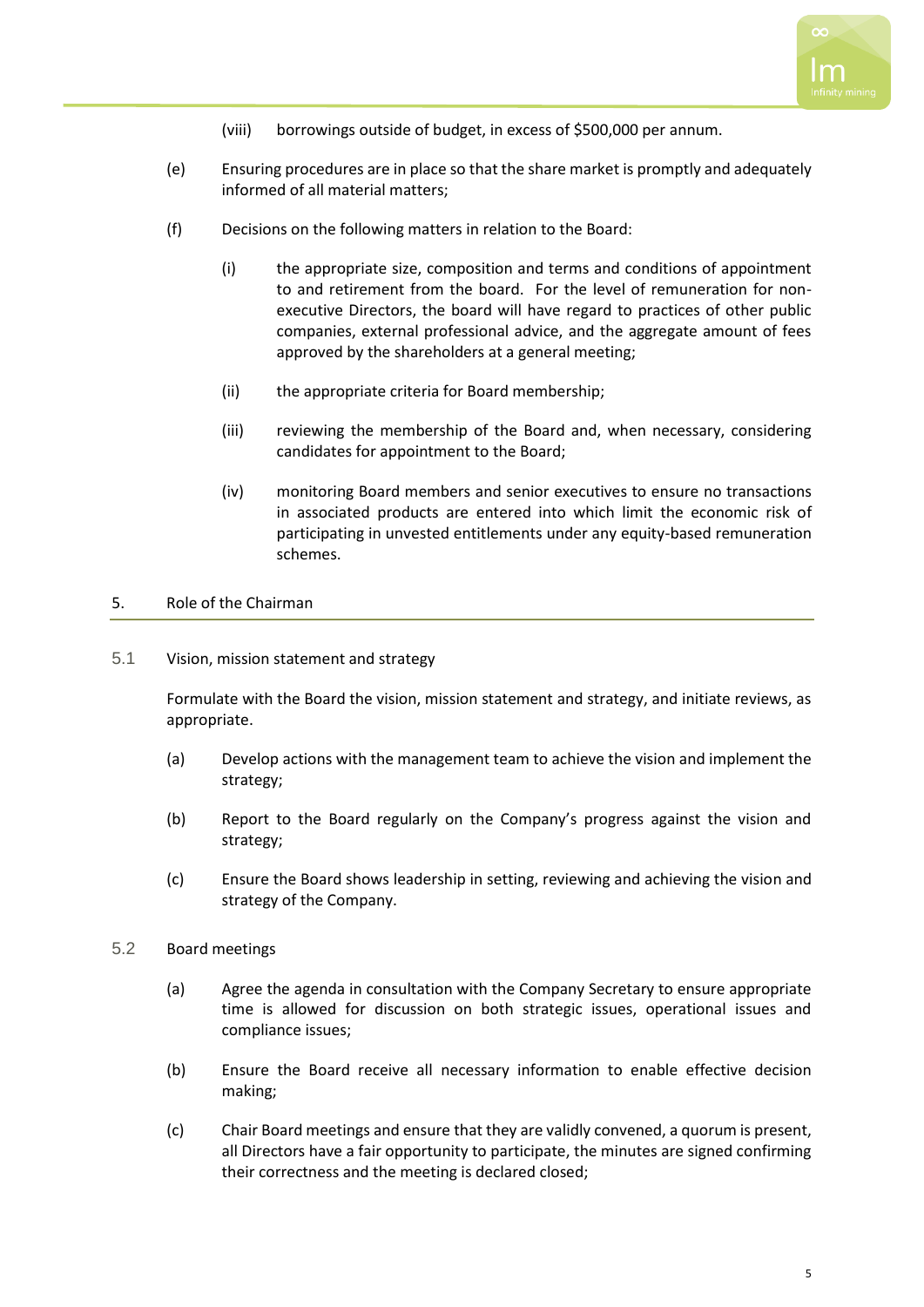(viii) borrowings outside of budget, in excess of $500,000 per annum.

(e) Ensuring procedures are in place so that the share market is promptly and adequately informed of all material matters;

(f) Decisions on the following matters in relation to the Board:

(i) the appropriate size, composition and terms and conditions of appointment to and retirement from the board. For the level of remuneration for non-executive Directors, the board will have regard to practices of other public companies, external professional advice, and the aggregate amount of fees approved by the shareholders at a general meeting;

(ii) the appropriate criteria for Board membership;

(iii) reviewing the membership of the Board and, when necessary, considering candidates for appointment to the Board;

(iv) monitoring Board members and senior executives to ensure no transactions in associated products are entered into which limit the economic risk of participating in unvested entitlements under any equity-based remuneration schemes.

## 5. Role of the Chairman

### 5.1 Vision, mission statement and strategy

Formulate with the Board the vision, mission statement and strategy, and initiate reviews, as appropriate.

(a) Develop actions with the management team to achieve the vision and implement the strategy;

(b) Report to the Board regularly on the Company's progress against the vision and strategy;

(c) Ensure the Board shows leadership in setting, reviewing and achieving the vision and strategy of the Company.

### 5.2 Board meetings

(a) Agree the agenda in consultation with the Company Secretary to ensure appropriate time is allowed for discussion on both strategic issues, operational issues and compliance issues;

(b) Ensure the Board receive all necessary information to enable effective decision making;

(c) Chair Board meetings and ensure that they are validly convened, a quorum is present, all Directors have a fair opportunity to participate, the minutes are signed confirming their correctness and the meeting is declared closed;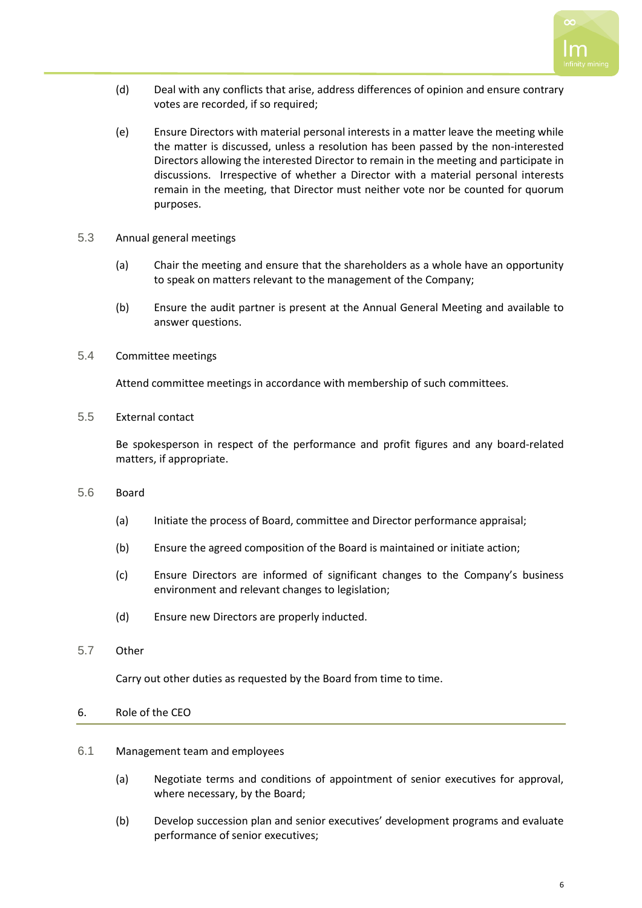(d) Deal with any conflicts that arise, address differences of opinion and ensure contrary votes are recorded, if so required;

(e) Ensure Directors with material personal interests in a matter leave the meeting while the matter is discussed, unless a resolution has been passed by the non-interested Directors allowing the interested Director to remain in the meeting and participate in discussions. Irrespective of whether a Director with a material personal interests remain in the meeting, that Director must neither vote nor be counted for quorum purposes.

### 5.3 Annual general meetings

(a) Chair the meeting and ensure that the shareholders as a whole have an opportunity to speak on matters relevant to the management of the Company;

(b) Ensure the audit partner is present at the Annual General Meeting and available to answer questions.

### 5.4 Committee meetings

Attend committee meetings in accordance with membership of such committees.

### 5.5 External contact

Be spokesperson in respect of the performance and profit figures and any board-related matters, if appropriate.

### 5.6 Board

(a) Initiate the process of Board, committee and Director performance appraisal;

(b) Ensure the agreed composition of the Board is maintained or initiate action;

(c) Ensure Directors are informed of significant changes to the Company's business environment and relevant changes to legislation;

(d) Ensure new Directors are properly inducted.

### 5.7 Other

Carry out other duties as requested by the Board from time to time.

## 6. Role of the CEO

### 6.1 Management team and employees

(a) Negotiate terms and conditions of appointment of senior executives for approval, where necessary, by the Board;

(b) Develop succession plan and senior executives' development programs and evaluate performance of senior executives;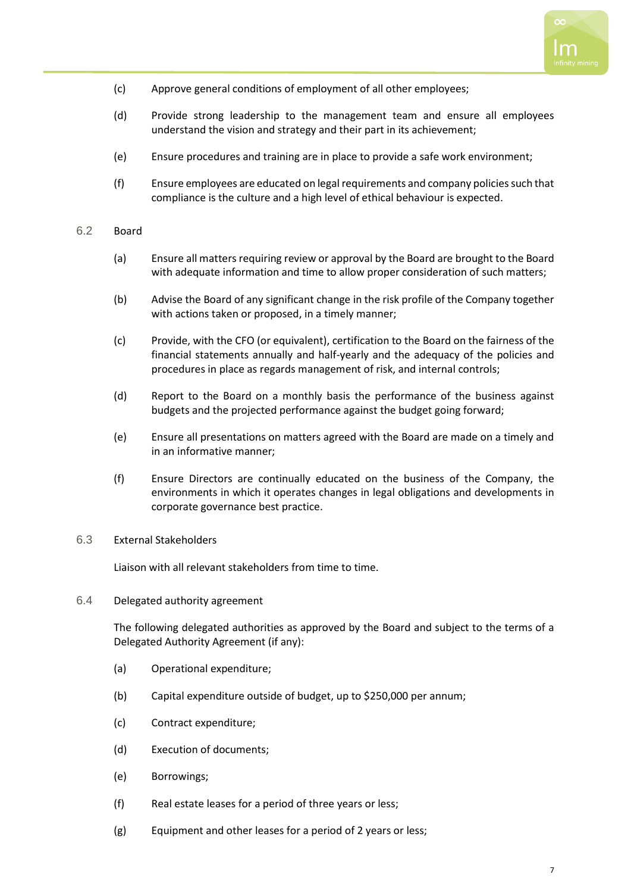(c) Approve general conditions of employment of all other employees;

(d) Provide strong leadership to the management team and ensure all employees understand the vision and strategy and their part in its achievement;

(e) Ensure procedures and training are in place to provide a safe work environment;

(f) Ensure employees are educated on legal requirements and company policies such that compliance is the culture and a high level of ethical behaviour is expected.

### 6.2 Board

(a) Ensure all matters requiring review or approval by the Board are brought to the Board with adequate information and time to allow proper consideration of such matters;

(b) Advise the Board of any significant change in the risk profile of the Company together with actions taken or proposed, in a timely manner;

(c) Provide, with the CFO (or equivalent), certification to the Board on the fairness of the financial statements annually and half-yearly and the adequacy of the policies and procedures in place as regards management of risk, and internal controls;

(d) Report to the Board on a monthly basis the performance of the business against budgets and the projected performance against the budget going forward;

(e) Ensure all presentations on matters agreed with the Board are made on a timely and in an informative manner;

(f) Ensure Directors are continually educated on the business of the Company, the environments in which it operates changes in legal obligations and developments in corporate governance best practice.

### 6.3 External Stakeholders

Liaison with all relevant stakeholders from time to time.

### 6.4 Delegated authority agreement

The following delegated authorities as approved by the Board and subject to the terms of a Delegated Authority Agreement (if any):

(a) Operational expenditure;

(b) Capital expenditure outside of budget, up to $250,000 per annum;

(c) Contract expenditure;

(d) Execution of documents;

(e) Borrowings;

(f) Real estate leases for a period of three years or less;

(g) Equipment and other leases for a period of 2 years or less;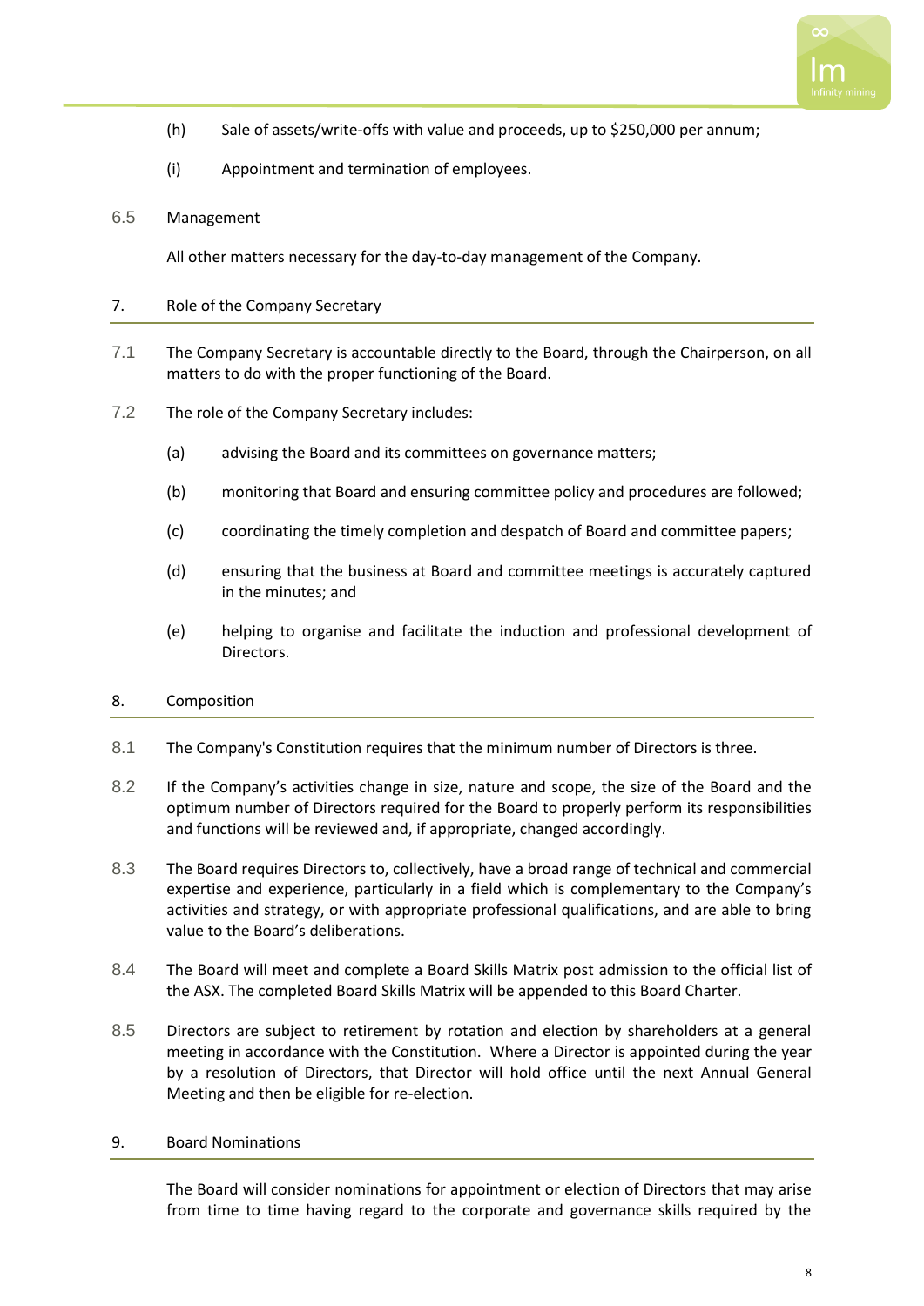(h) Sale of assets/write-offs with value and proceeds, up to $250,000 per annum;

(i) Appointment and termination of employees.

6.5 Management

All other matters necessary for the day-to-day management of the Company.

## 7. Role of the Company Secretary

7.1 The Company Secretary is accountable directly to the Board, through the Chairperson, on all matters to do with the proper functioning of the Board.

7.2 The role of the Company Secretary includes:

(a) advising the Board and its committees on governance matters;

(b) monitoring that Board and ensuring committee policy and procedures are followed;

(c) coordinating the timely completion and despatch of Board and committee papers;

(d) ensuring that the business at Board and committee meetings is accurately captured in the minutes; and

(e) helping to organise and facilitate the induction and professional development of Directors.

## 8. Composition

8.1 The Company's Constitution requires that the minimum number of Directors is three.

8.2 If the Company's activities change in size, nature and scope, the size of the Board and the optimum number of Directors required for the Board to properly perform its responsibilities and functions will be reviewed and, if appropriate, changed accordingly.

8.3 The Board requires Directors to, collectively, have a broad range of technical and commercial expertise and experience, particularly in a field which is complementary to the Company's activities and strategy, or with appropriate professional qualifications, and are able to bring value to the Board's deliberations.

8.4 The Board will meet and complete a Board Skills Matrix post admission to the official list of the ASX. The completed Board Skills Matrix will be appended to this Board Charter.

8.5 Directors are subject to retirement by rotation and election by shareholders at a general meeting in accordance with the Constitution. Where a Director is appointed during the year by a resolution of Directors, that Director will hold office until the next Annual General Meeting and then be eligible for re-election.

## 9. Board Nominations

The Board will consider nominations for appointment or election of Directors that may arise from time to time having regard to the corporate and governance skills required by the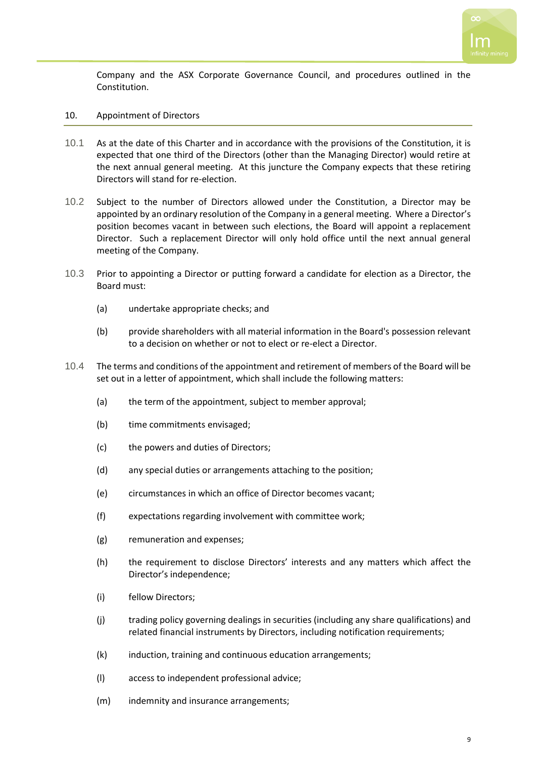Company and the ASX Corporate Governance Council, and procedures outlined in the Constitution.

## 10. Appointment of Directors

10.1 As at the date of this Charter and in accordance with the provisions of the Constitution, it is expected that one third of the Directors (other than the Managing Director) would retire at the next annual general meeting. At this juncture the Company expects that these retiring Directors will stand for re-election.

10.2 Subject to the number of Directors allowed under the Constitution, a Director may be appointed by an ordinary resolution of the Company in a general meeting. Where a Director's position becomes vacant in between such elections, the Board will appoint a replacement Director. Such a replacement Director will only hold office until the next annual general meeting of the Company.

10.3 Prior to appointing a Director or putting forward a candidate for election as a Director, the Board must:

(a) undertake appropriate checks; and

(b) provide shareholders with all material information in the Board's possession relevant to a decision on whether or not to elect or re-elect a Director.

10.4 The terms and conditions of the appointment and retirement of members of the Board will be set out in a letter of appointment, which shall include the following matters:

(a) the term of the appointment, subject to member approval;

(b) time commitments envisaged;

(c) the powers and duties of Directors;

(d) any special duties or arrangements attaching to the position;

(e) circumstances in which an office of Director becomes vacant;

(f) expectations regarding involvement with committee work;

(g) remuneration and expenses;

(h) the requirement to disclose Directors' interests and any matters which affect the Director's independence;

(i) fellow Directors;

(j) trading policy governing dealings in securities (including any share qualifications) and related financial instruments by Directors, including notification requirements;

(k) induction, training and continuous education arrangements;

(l) access to independent professional advice;

(m) indemnity and insurance arrangements;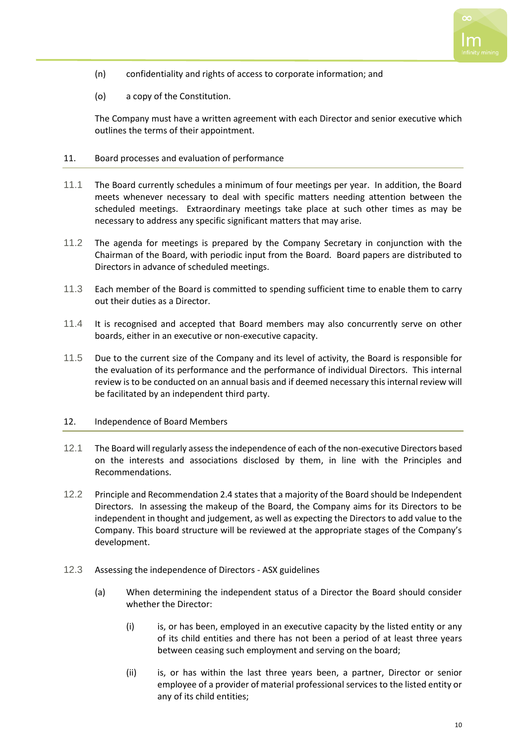(n) confidentiality and rights of access to corporate information; and

(o) a copy of the Constitution.

The Company must have a written agreement with each Director and senior executive which outlines the terms of their appointment.

## 11. Board processes and evaluation of performance

11.1 The Board currently schedules a minimum of four meetings per year. In addition, the Board meets whenever necessary to deal with specific matters needing attention between the scheduled meetings. Extraordinary meetings take place at such other times as may be necessary to address any specific significant matters that may arise.

11.2 The agenda for meetings is prepared by the Company Secretary in conjunction with the Chairman of the Board, with periodic input from the Board. Board papers are distributed to Directors in advance of scheduled meetings.

11.3 Each member of the Board is committed to spending sufficient time to enable them to carry out their duties as a Director.

11.4 It is recognised and accepted that Board members may also concurrently serve on other boards, either in an executive or non-executive capacity.

11.5 Due to the current size of the Company and its level of activity, the Board is responsible for the evaluation of its performance and the performance of individual Directors. This internal review is to be conducted on an annual basis and if deemed necessary this internal review will be facilitated by an independent third party.

## 12. Independence of Board Members

12.1 The Board will regularly assess the independence of each of the non-executive Directors based on the interests and associations disclosed by them, in line with the Principles and Recommendations.

12.2 Principle and Recommendation 2.4 states that a majority of the Board should be Independent Directors. In assessing the makeup of the Board, the Company aims for its Directors to be independent in thought and judgement, as well as expecting the Directors to add value to the Company. This board structure will be reviewed at the appropriate stages of the Company's development.

12.3 Assessing the independence of Directors - ASX guidelines

(a) When determining the independent status of a Director the Board should consider whether the Director:

(i) is, or has been, employed in an executive capacity by the listed entity or any of its child entities and there has not been a period of at least three years between ceasing such employment and serving on the board;

(ii) is, or has within the last three years been, a partner, Director or senior employee of a provider of material professional services to the listed entity or any of its child entities;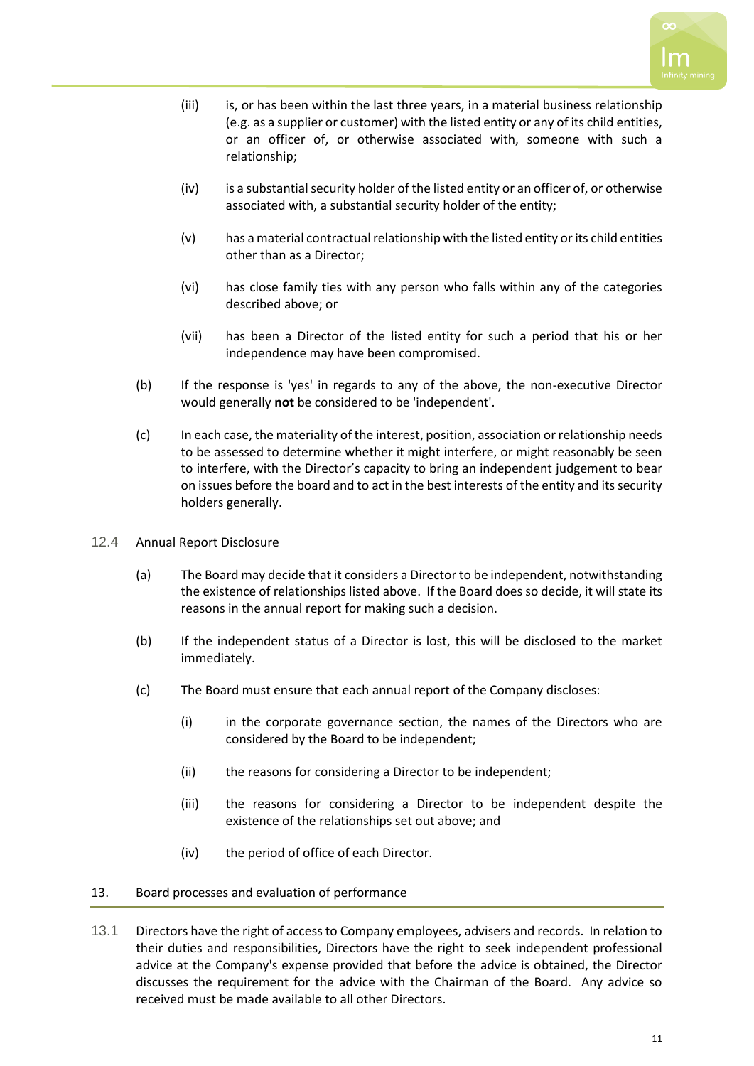(iii) is, or has been within the last three years, in a material business relationship (e.g. as a supplier or customer) with the listed entity or any of its child entities, or an officer of, or otherwise associated with, someone with such a relationship;

(iv) is a substantial security holder of the listed entity or an officer of, or otherwise associated with, a substantial security holder of the entity;

(v) has a material contractual relationship with the listed entity or its child entities other than as a Director;

(vi) has close family ties with any person who falls within any of the categories described above; or

(vii) has been a Director of the listed entity for such a period that his or her independence may have been compromised.

(b) If the response is 'yes' in regards to any of the above, the non-executive Director would generally **not** be considered to be 'independent'.

(c) In each case, the materiality of the interest, position, association or relationship needs to be assessed to determine whether it might interfere, or might reasonably be seen to interfere, with the Director's capacity to bring an independent judgement to bear on issues before the board and to act in the best interests of the entity and its security holders generally.

12.4 Annual Report Disclosure

(a) The Board may decide that it considers a Director to be independent, notwithstanding the existence of relationships listed above. If the Board does so decide, it will state its reasons in the annual report for making such a decision.

(b) If the independent status of a Director is lost, this will be disclosed to the market immediately.

(c) The Board must ensure that each annual report of the Company discloses:

(i) in the corporate governance section, the names of the Directors who are considered by the Board to be independent;

(ii) the reasons for considering a Director to be independent;

(iii) the reasons for considering a Director to be independent despite the existence of the relationships set out above; and

(iv) the period of office of each Director.

## 13. Board processes and evaluation of performance

13.1 Directors have the right of access to Company employees, advisers and records. In relation to their duties and responsibilities, Directors have the right to seek independent professional advice at the Company's expense provided that before the advice is obtained, the Director discusses the requirement for the advice with the Chairman of the Board. Any advice so received must be made available to all other Directors.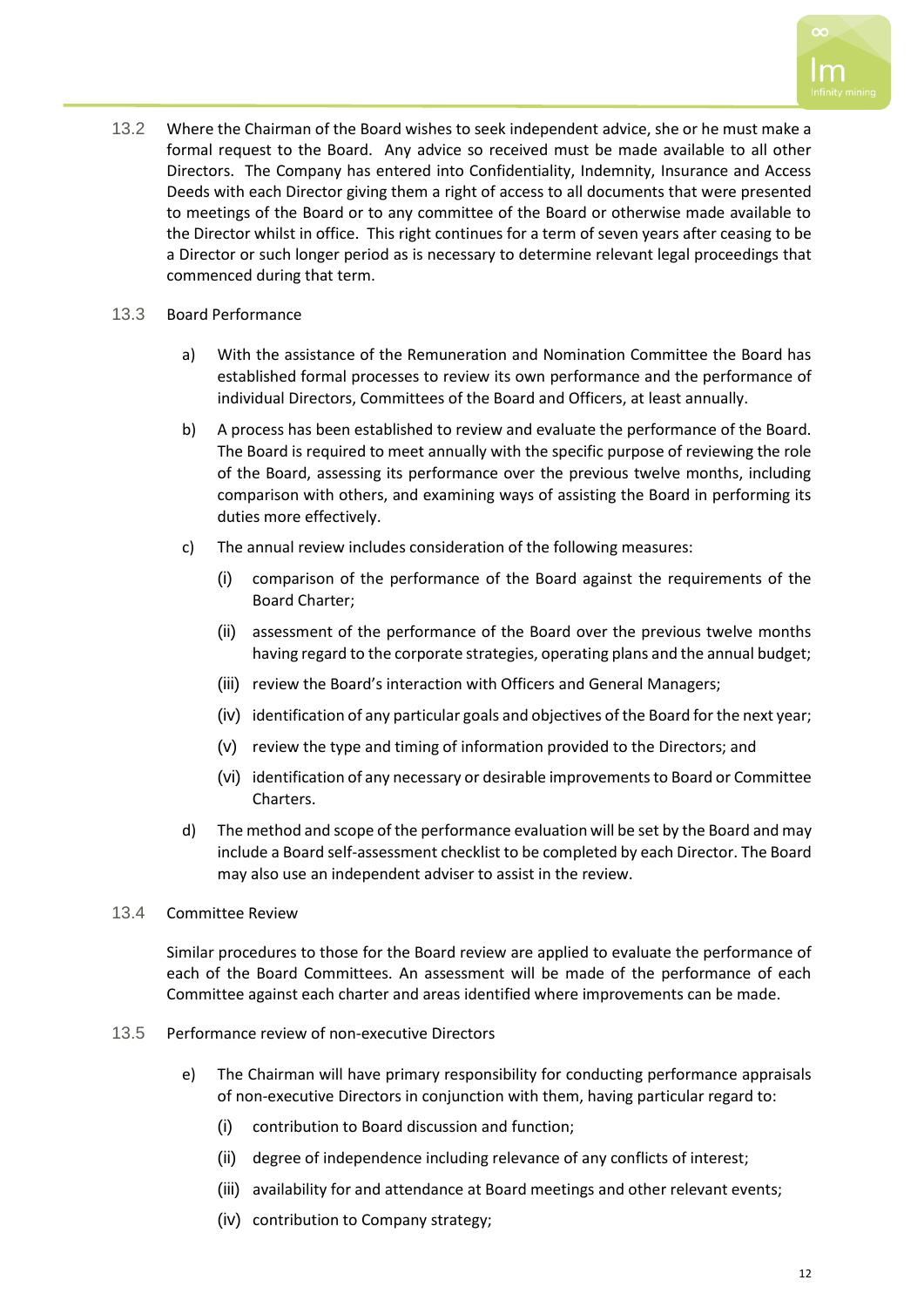13.2 Where the Chairman of the Board wishes to seek independent advice, she or he must make a formal request to the Board. Any advice so received must be made available to all other Directors. The Company has entered into Confidentiality, Indemnity, Insurance and Access Deeds with each Director giving them a right of access to all documents that were presented to meetings of the Board or to any committee of the Board or otherwise made available to the Director whilst in office. This right continues for a term of seven years after ceasing to be a Director or such longer period as is necessary to determine relevant legal proceedings that commenced during that term.

13.3 Board Performance

a) With the assistance of the Remuneration and Nomination Committee the Board has established formal processes to review its own performance and the performance of individual Directors, Committees of the Board and Officers, at least annually.

b) A process has been established to review and evaluate the performance of the Board. The Board is required to meet annually with the specific purpose of reviewing the role of the Board, assessing its performance over the previous twelve months, including comparison with others, and examining ways of assisting the Board in performing its duties more effectively.

c) The annual review includes consideration of the following measures:

   (i) comparison of the performance of the Board against the requirements of the Board Charter;

   (ii) assessment of the performance of the Board over the previous twelve months having regard to the corporate strategies, operating plans and the annual budget;

   (iii) review the Board's interaction with Officers and General Managers;

   (iv) identification of any particular goals and objectives of the Board for the next year;

   (v) review the type and timing of information provided to the Directors; and

   (vi) identification of any necessary or desirable improvements to Board or Committee Charters.

d) The method and scope of the performance evaluation will be set by the Board and may include a Board self-assessment checklist to be completed by each Director. The Board may also use an independent adviser to assist in the review.

13.4 Committee Review

Similar procedures to those for the Board review are applied to evaluate the performance of each of the Board Committees. An assessment will be made of the performance of each Committee against each charter and areas identified where improvements can be made.

13.5 Performance review of non-executive Directors

e) The Chairman will have primary responsibility for conducting performance appraisals of non-executive Directors in conjunction with them, having particular regard to:

   (i) contribution to Board discussion and function;

   (ii) degree of independence including relevance of any conflicts of interest;

   (iii) availability for and attendance at Board meetings and other relevant events;

   (iv) contribution to Company strategy;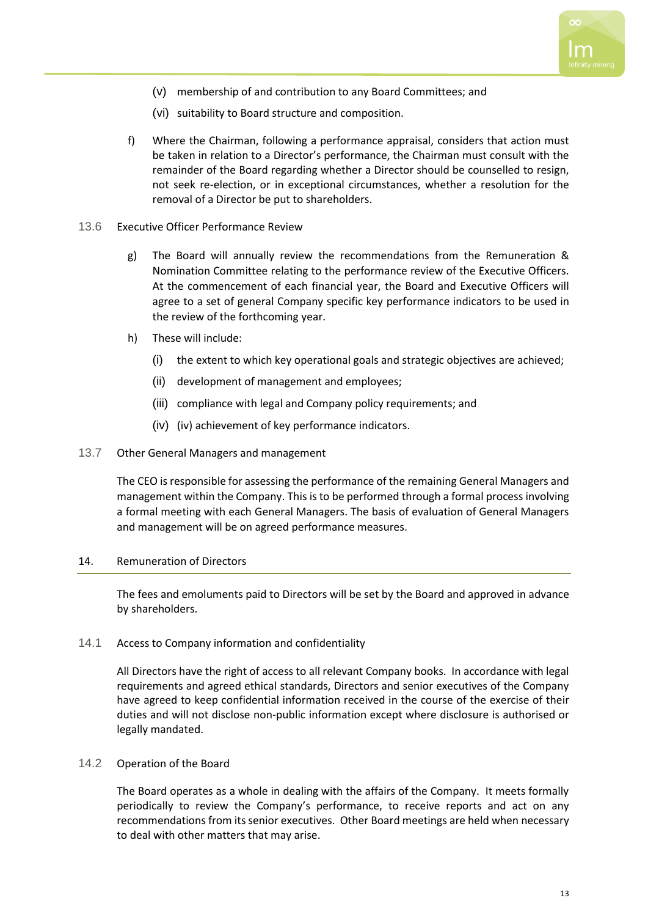(v) membership of and contribution to any Board Committees; and

(vi) suitability to Board structure and composition.

f) Where the Chairman, following a performance appraisal, considers that action must be taken in relation to a Director's performance, the Chairman must consult with the remainder of the Board regarding whether a Director should be counselled to resign, not seek re-election, or in exceptional circumstances, whether a resolution for the removal of a Director be put to shareholders.

### 13.6 Executive Officer Performance Review

g) The Board will annually review the recommendations from the Remuneration & Nomination Committee relating to the performance review of the Executive Officers. At the commencement of each financial year, the Board and Executive Officers will agree to a set of general Company specific key performance indicators to be used in the review of the forthcoming year.

h) These will include:

(i) the extent to which key operational goals and strategic objectives are achieved;

(ii) development of management and employees;

(iii) compliance with legal and Company policy requirements; and

(iv) (iv) achievement of key performance indicators.

### 13.7 Other General Managers and management

The CEO is responsible for assessing the performance of the remaining General Managers and management within the Company. This is to be performed through a formal process involving a formal meeting with each General Managers. The basis of evaluation of General Managers and management will be on agreed performance measures.

## 14. Remuneration of Directors

The fees and emoluments paid to Directors will be set by the Board and approved in advance by shareholders.

### 14.1 Access to Company information and confidentiality

All Directors have the right of access to all relevant Company books. In accordance with legal requirements and agreed ethical standards, Directors and senior executives of the Company have agreed to keep confidential information received in the course of the exercise of their duties and will not disclose non-public information except where disclosure is authorised or legally mandated.

### 14.2 Operation of the Board

The Board operates as a whole in dealing with the affairs of the Company. It meets formally periodically to review the Company's performance, to receive reports and act on any recommendations from its senior executives. Other Board meetings are held when necessary to deal with other matters that may arise.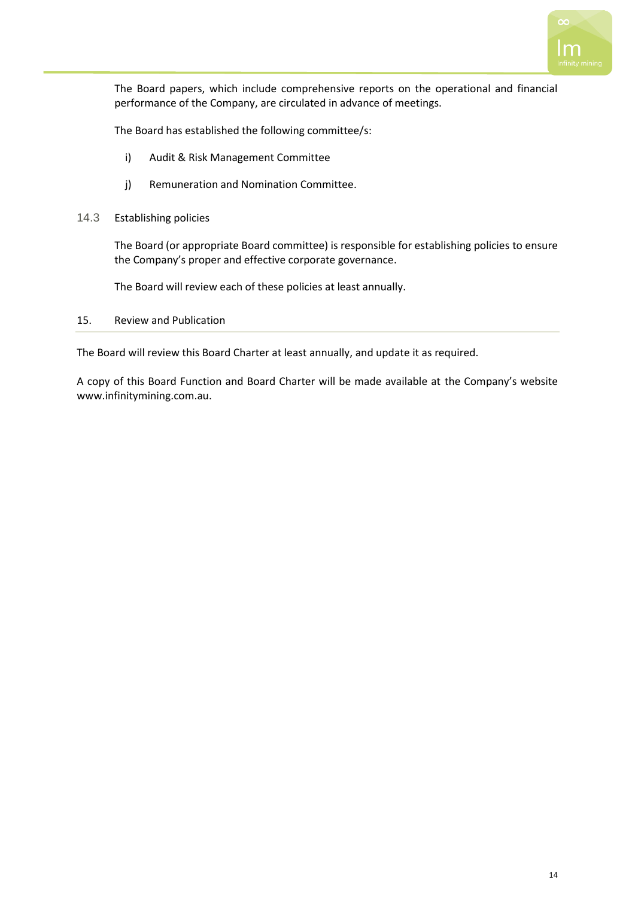The Board papers, which include comprehensive reports on the operational and financial performance of the Company, are circulated in advance of meetings.

The Board has established the following committee/s:

i) Audit & Risk Management Committee

j) Remuneration and Nomination Committee.

### 14.3 Establishing policies

The Board (or appropriate Board committee) is responsible for establishing policies to ensure the Company's proper and effective corporate governance.

The Board will review each of these policies at least annually.

## 15. Review and Publication

The Board will review this Board Charter at least annually, and update it as required.

A copy of this Board Function and Board Charter will be made available at the Company's website www.infinitymining.com.au.